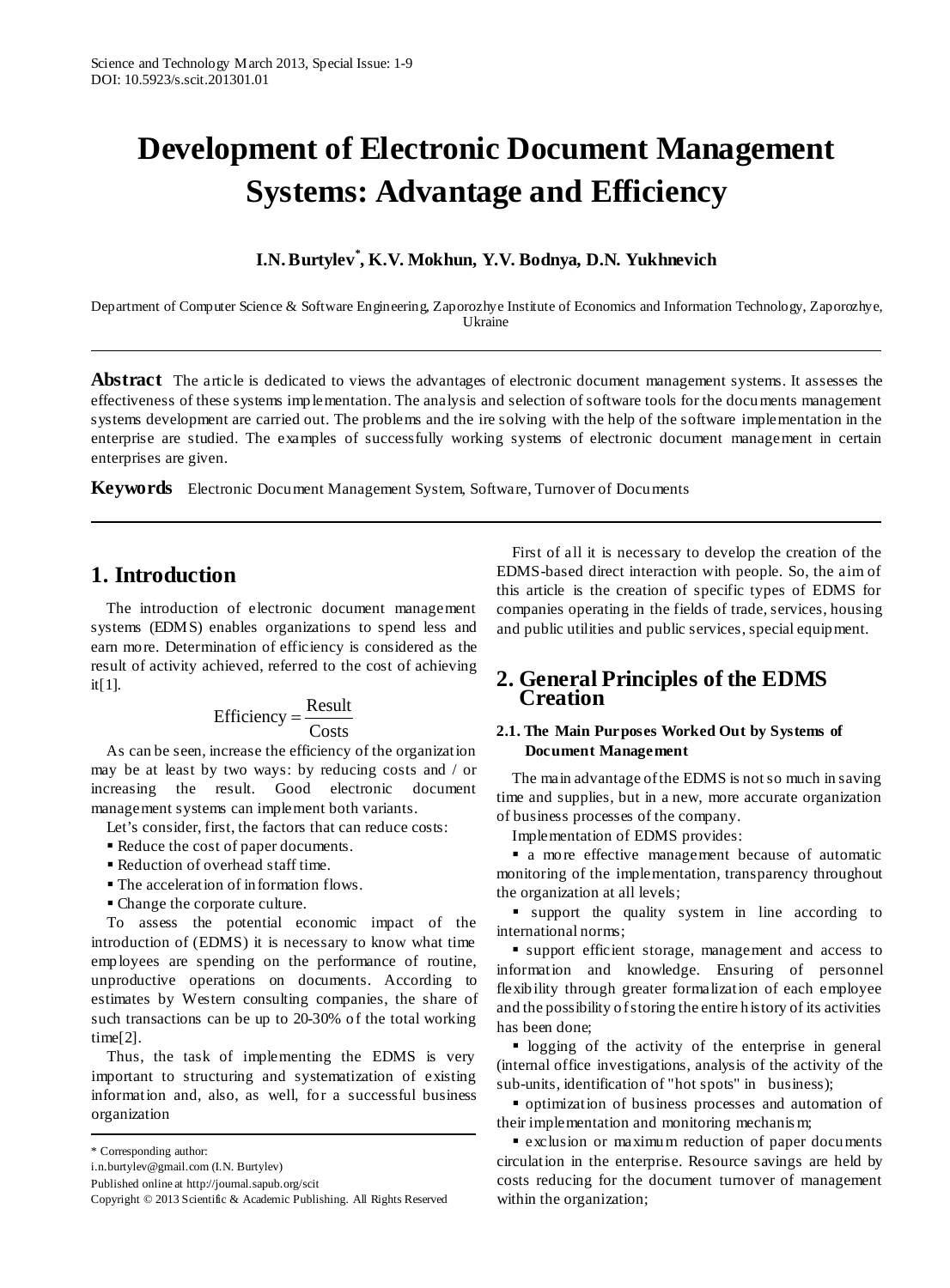# Development of Electronic Document Management Systems: Advantage and Efficiency

**I.N. Burtylev[*], K.V. Mokhun, Y.V. Bodnya, D.N. Yukhnevich**

Department of Computer Science & Software Engineering, Zaporozhye Institute of Economics and Information Technology, Zaporozhye, Ukraine

**Abstract** The article is dedicated to views the advantages of electronic document management systems. It assesses the effectiveness of these systems implementation. The analysis and selection of software tools for the documents management systems development are carried out. The problems and the ire solving with the help of the software implementation in the enterprise are studied. The examples of successfully working systems of electronic document management in certain enterprises are given.

**Keywords** Electronic Document Management System, Software, Turnover of Documents

## 1. Introduction

The introduction of electronic document management systems (EDMS) enables organizations to spend less and earn more. Determination of efficiency is considered as the result of activity achieved, referred to the cost of achieving it[1].

$$\text{Efficiency} = \frac{\text{Result}}{\text{Costs}}$$

As can be seen, increase the efficiency of the organization may be at least by two ways: by reducing costs and / or increasing the result. Good electronic document management systems can implement both variants.

Let's consider, first, the factors that can reduce costs:

- Reduce the cost of paper documents.
- Reduction of overhead staff time.
- The acceleration of information flows.
- Change the corporate culture.

To assess the potential economic impact of the introduction of (EDMS) it is necessary to know what time employees are spending on the performance of routine, unproductive operations on documents. According to estimates by Western consulting companies, the share of such transactions can be up to 20-30% of the total working time[2].

Thus, the task of implementing the EDMS is very important to structuring and systematization of existing information and, also, as well, for a successful business organization

First of all it is necessary to develop the creation of the EDMS-based direct interaction with people. So, the aim of this article is the creation of specific types of EDMS for companies operating in the fields of trade, services, housing and public utilities and public services, special equipment.

## 2. General Principles of the EDMS Creation

### 2.1. The Main Purposes Worked Out by Systems of Document Management

The main advantage of the EDMS is not so much in saving time and supplies, but in a new, more accurate organization of business processes of the company.

Implementation of EDMS provides:

- a more effective management because of automatic monitoring of the implementation, transparency throughout the organization at all levels;
- support the quality system in line according to international norms;
- support efficient storage, management and access to information and knowledge. Ensuring of personnel flexibility through greater formalization of each employee and the possibility of storing the entire history of its activities has been done;
- logging of the activity of the enterprise in general (internal office investigations, analysis of the activity of the sub-units, identification of "hot spots" in business);
- optimization of business processes and automation of their implementation and monitoring mechanism;
- exclusion or maximum reduction of paper documents circulation in the enterprise. Resource savings are held by costs reducing for the document turnover of management within the organization;

\* Corresponding author:
i.n.burtylev@gmail.com (I.N. Burtylev)
Published online at http://journal.sapub.org/scit
Copyright © 2013 Scientific & Academic Publishing. All Rights Reserved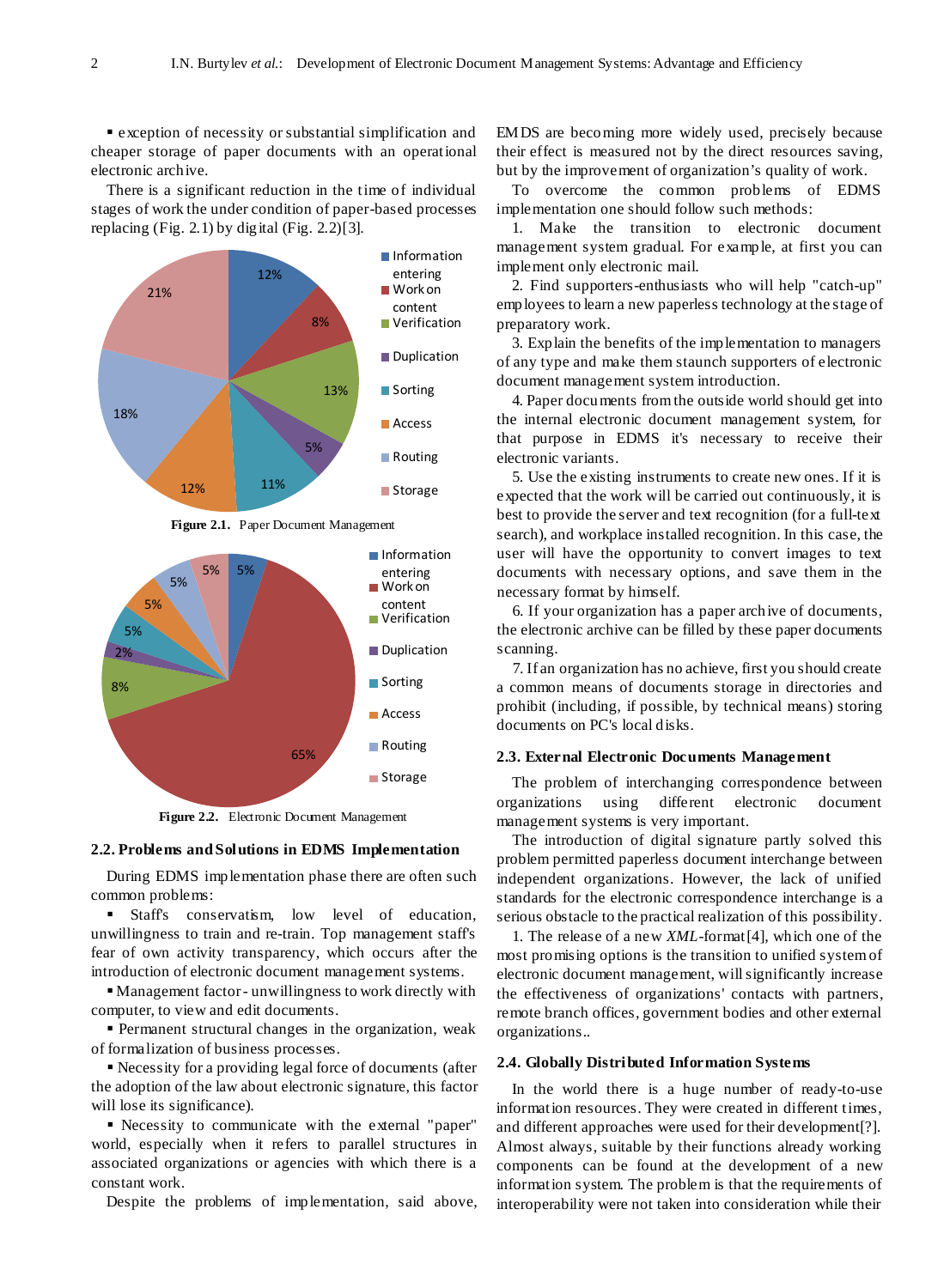▪ exception of necessity or substantial simplification and cheaper storage of paper documents with an operational electronic archive.

There is a significant reduction in the time of individual stages of work the under condition of paper-based processes replacing (Fig. 2.1) by digital (Fig. 2.2)[3].

**Figure 2.1.** Paper Document Management

**Figure 2.2.** Electronic Document Management

### 2.2. Problems and Solutions in EDMS Implementation

During EDMS implementation phase there are often such common problems:

▪ Staff's conservatism, low level of education, unwillingness to train and re-train. Top management staff's fear of own activity transparency, which occurs after the introduction of electronic document management systems.

▪ Management factor - unwillingness to work directly with computer, to view and edit documents.

▪ Permanent structural changes in the organization, weak of formalization of business processes.

▪ Necessity for a providing legal force of documents (after the adoption of the law about electronic signature, this factor will lose its significance).

▪ Necessity to communicate with the external "paper" world, especially when it refers to parallel structures in associated organizations or agencies with which there is a constant work.

Despite the problems of implementation, said above, EMDS are becoming more widely used, precisely because their effect is measured not by the direct resources saving, but by the improvement of organization's quality of work.

To overcome the common problems of EDMS implementation one should follow such methods:

1. Make the transition to electronic document management system gradual. For example, at first you can implement only electronic mail.

2. Find supporters-enthusiasts who will help "catch-up" employees to learn a new paperless technology at the stage of preparatory work.

3. Explain the benefits of the implementation to managers of any type and make them staunch supporters of electronic document management system introduction.

4. Paper documents from the outside world should get into the internal electronic document management system, for that purpose in EDMS it's necessary to receive their electronic variants.

5. Use the existing instruments to create new ones. If it is expected that the work will be carried out continuously, it is best to provide the server and text recognition (for a full-text search), and workplace installed recognition. In this case, the user will have the opportunity to convert images to text documents with necessary options, and save them in the necessary format by himself.

6. If your organization has a paper archive of documents, the electronic archive can be filled by these paper documents scanning.

7. If an organization has no achieve, first you should create a common means of documents storage in directories and prohibit (including, if possible, by technical means) storing documents on PC's local disks.

### 2.3. External Electronic Documents Management

The problem of interchanging correspondence between organizations using different electronic document management systems is very important.

The introduction of digital signature partly solved this problem permitted paperless document interchange between independent organizations. However, the lack of unified standards for the electronic correspondence interchange is a serious obstacle to the practical realization of this possibility.

1. The release of a new *XML*-format[4], which one of the most promising options is the transition to unified system of electronic document management, will significantly increase the effectiveness of organizations' contacts with partners, remote branch offices, government bodies and other external organizations..

### 2.4. Globally Distributed Information Systems

In the world there is a huge number of ready-to-use information resources. They were created in different times, and different approaches were used for their development[?]. Almost always, suitable by their functions already working components can be found at the development of a new information system. The problem is that the requirements of interoperability were not taken into consideration while their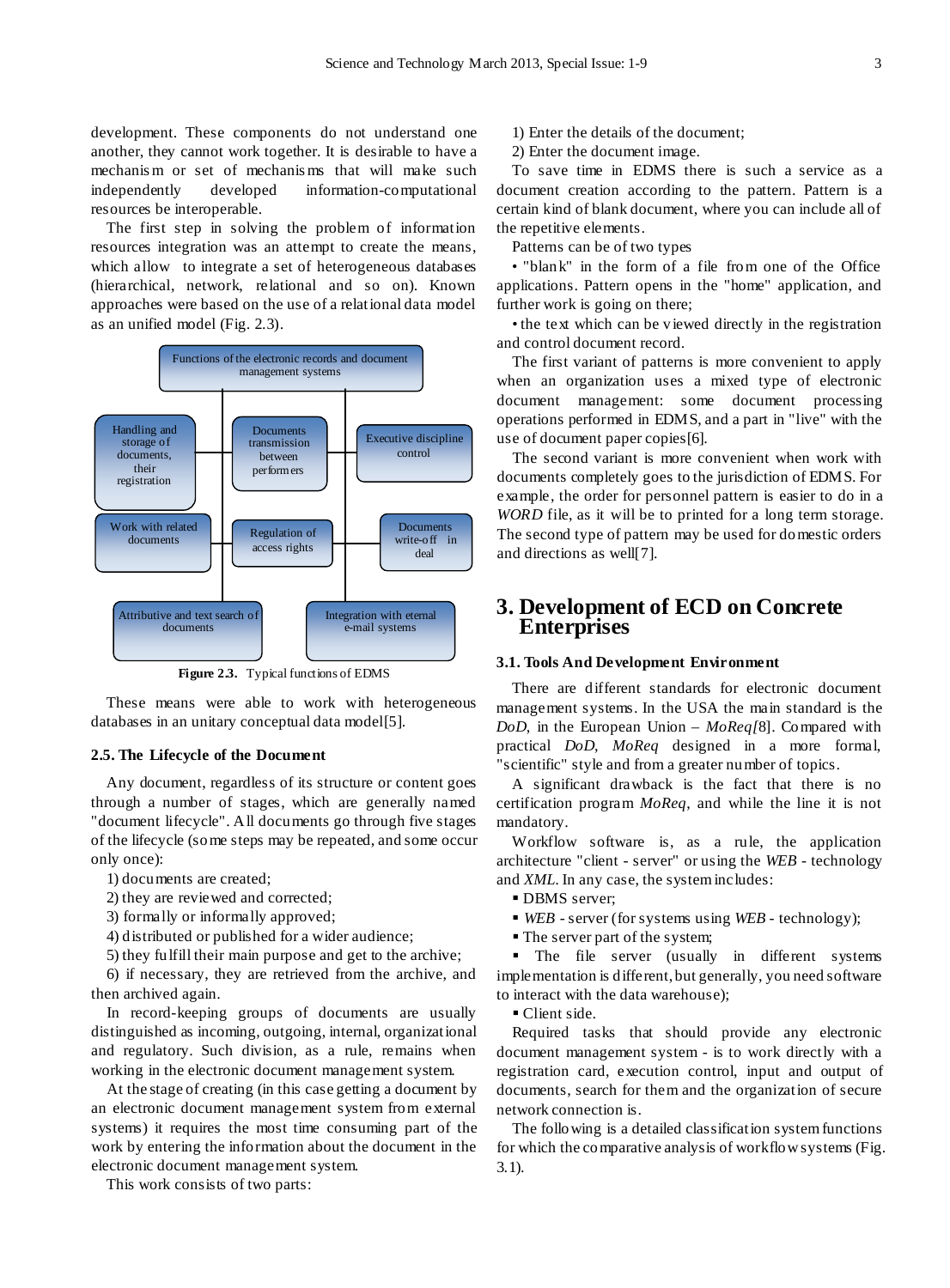development. These components do not understand one another, they cannot work together. It is desirable to have a mechanism or set of mechanisms that will make such independently developed information-computational resources be interoperable.

The first step in solving the problem of information resources integration was an attempt to create the means, which allow to integrate a set of heterogeneous databases (hierarchical, network, relational and so on). Known approaches were based on the use of a relational data model as an unified model (Fig. 2.3).

Functions of the electronic records and document management systems

Handling and storage of documents, their registration

Documents transmission between performers

Executive discipline control

Work with related documents

Regulation of access rights

Documents write-off in deal

Attributive and text search of documents

Integration with eternal e-mail systems

**Figure 2.3.** Typical functions of EDMS

These means were able to work with heterogeneous databases in an unitary conceptual data model[5].

### 2.5. The Lifecycle of the Document

Any document, regardless of its structure or content goes through a number of stages, which are generally named "document lifecycle". All documents go through five stages of the lifecycle (some steps may be repeated, and some occur only once):

1) documents are created;

2) they are reviewed and corrected;

3) formally or informally approved;

4) distributed or published for a wider audience;

5) they fulfill their main purpose and get to the archive;

6) if necessary, they are retrieved from the archive, and then archived again.

In record-keeping groups of documents are usually distinguished as incoming, outgoing, internal, organizational and regulatory. Such division, as a rule, remains when working in the electronic document management system.

At the stage of creating (in this case getting a document by an electronic document management system from external systems) it requires the most time consuming part of the work by entering the information about the document in the electronic document management system.

This work consists of two parts:

1) Enter the details of the document;

2) Enter the document image.

To save time in EDMS there is such a service as a document creation according to the pattern. Pattern is a certain kind of blank document, where you can include all of the repetitive elements.

Patterns can be of two types

• "blank" in the form of a file from one of the Office applications. Pattern opens in the "home" application, and further work is going on there;

• the text which can be viewed directly in the registration and control document record.

The first variant of patterns is more convenient to apply when an organization uses a mixed type of electronic document management: some document processing operations performed in EDMS, and a part in "live" with the use of document paper copies[6].

The second variant is more convenient when work with documents completely goes to the jurisdiction of EDMS. For example, the order for personnel pattern is easier to do in a *WORD* file, as it will be to printed for a long term storage. The second type of pattern may be used for domestic orders and directions as well[7].

## 3. Development of ECD on Concrete Enterprises

### 3.1. Tools And Development Environment

There are different standards for electronic document management systems. In the USA the main standard is the *DoD*, in the European Union – *MoReq*[8]. Compared with practical *DoD*, *MoReq* designed in a more formal, "scientific" style and from a greater number of topics.

A significant drawback is the fact that there is no certification program *MoReq*, and while the line it is not mandatory.

Workflow software is, as a rule, the application architecture "client - server" or using the *WEB* - technology and *XML*. In any case, the system includes:

- DBMS server;
- *WEB* - server (for systems using *WEB* - technology);
- The server part of the system;
- The file server (usually in different systems implementation is different, but generally, you need software to interact with the data warehouse);
- Client side.

Required tasks that should provide any electronic document management system - is to work directly with a registration card, execution control, input and output of documents, search for them and the organization of secure network connection is.

The following is a detailed classification system functions for which the comparative analysis of workflow systems (Fig. 3.1).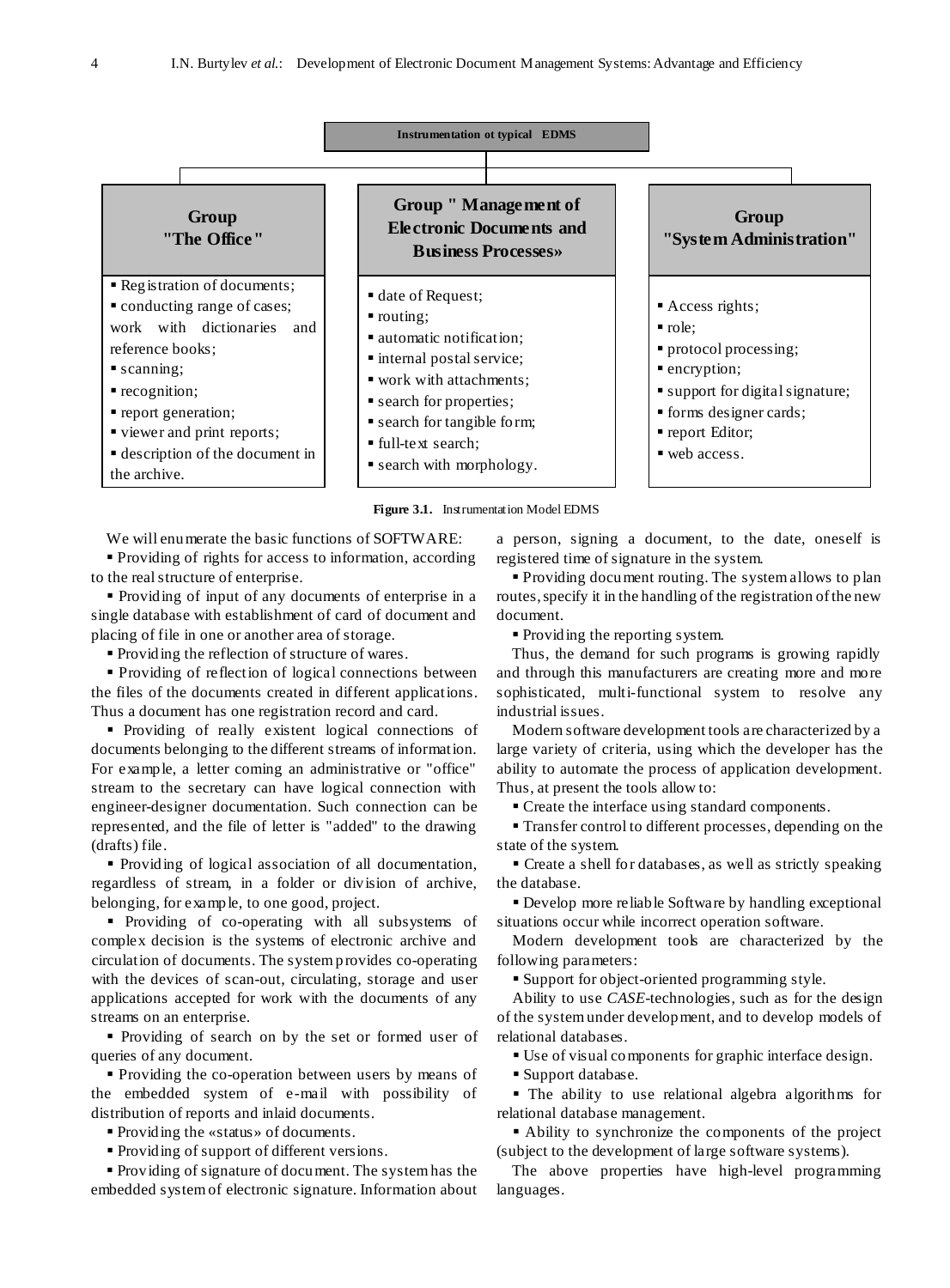**Instrumentation ot typical EDMS**

| Group "The Office" | Group " Management of Electronic Documents and Business Processes» | Group "System Administration" |
|---|---|---|
| ▪ Registration of documents;<br>▪ conducting range of cases;<br>work with dictionaries and reference books;<br>▪ scanning;<br>▪ recognition;<br>▪ report generation;<br>▪ viewer and print reports;<br>▪ description of the document in the archive. | ▪ date of Request;<br>▪ routing;<br>▪ automatic notification;<br>▪ internal postal service;<br>▪ work with attachments;<br>▪ search for properties;<br>▪ search for tangible form;<br>▪ full-text search;<br>▪ search with morphology. | ▪ Access rights;<br>▪ role;<br>▪ protocol processing;<br>▪ encryption;<br>▪ support for digital signature;<br>▪ forms designer cards;<br>▪ report Editor;<br>▪ web access. |

**Figure 3.1.** Instrumentation Model EDMS

We will enumerate the basic functions of SOFTWARE:

- Providing of rights for access to information, according to the real structure of enterprise.
- Providing of input of any documents of enterprise in a single database with establishment of card of document and placing of file in one or another area of storage.
- Providing the reflection of structure of wares.
- Providing of reflection of logical connections between the files of the documents created in different applications. Thus a document has one registration record and card.
- Providing of really existent logical connections of documents belonging to the different streams of information. For example, a letter coming an administrative or "office" stream to the secretary can have logical connection with engineer-designer documentation. Such connection can be represented, and the file of letter is "added" to the drawing (drafts) file.
- Providing of logical association of all documentation, regardless of stream, in a folder or division of archive, belonging, for example, to one good, project.
- Providing of co-operating with all subsystems of complex decision is the systems of electronic archive and circulation of documents. The system provides co-operating with the devices of scan-out, circulating, storage and user applications accepted for work with the documents of any streams on an enterprise.
- Providing of search on by the set or formed user of queries of any document.
- Providing the co-operation between users by means of the embedded system of e-mail with possibility of distribution of reports and inlaid documents.
- Providing the «status» of documents.
- Providing of support of different versions.
- Providing of signature of document. The system has the embedded system of electronic signature. Information about a person, signing a document, to the date, oneself is registered time of signature in the system.
- Providing document routing. The system allows to plan routes, specify it in the handling of the registration of the new document.
- Providing the reporting system.

Thus, the demand for such programs is growing rapidly and through this manufacturers are creating more and more sophisticated, multi-functional system to resolve any industrial issues.

Modern software development tools are characterized by a large variety of criteria, using which the developer has the ability to automate the process of application development. Thus, at present the tools allow to:

- Create the interface using standard components.
- Transfer control to different processes, depending on the state of the system.
- Create a shell for databases, as well as strictly speaking the database.
- Develop more reliable Software by handling exceptional situations occur while incorrect operation software.

Modern development tools are characterized by the following parameters:

- Support for object-oriented programming style.

Ability to use *CASE*-technologies, such as for the design of the system under development, and to develop models of relational databases.

- Use of visual components for graphic interface design.
- Support database.
- The ability to use relational algebra algorithms for relational database management.
- Ability to synchronize the components of the project (subject to the development of large software systems).

The above properties have high-level programming languages.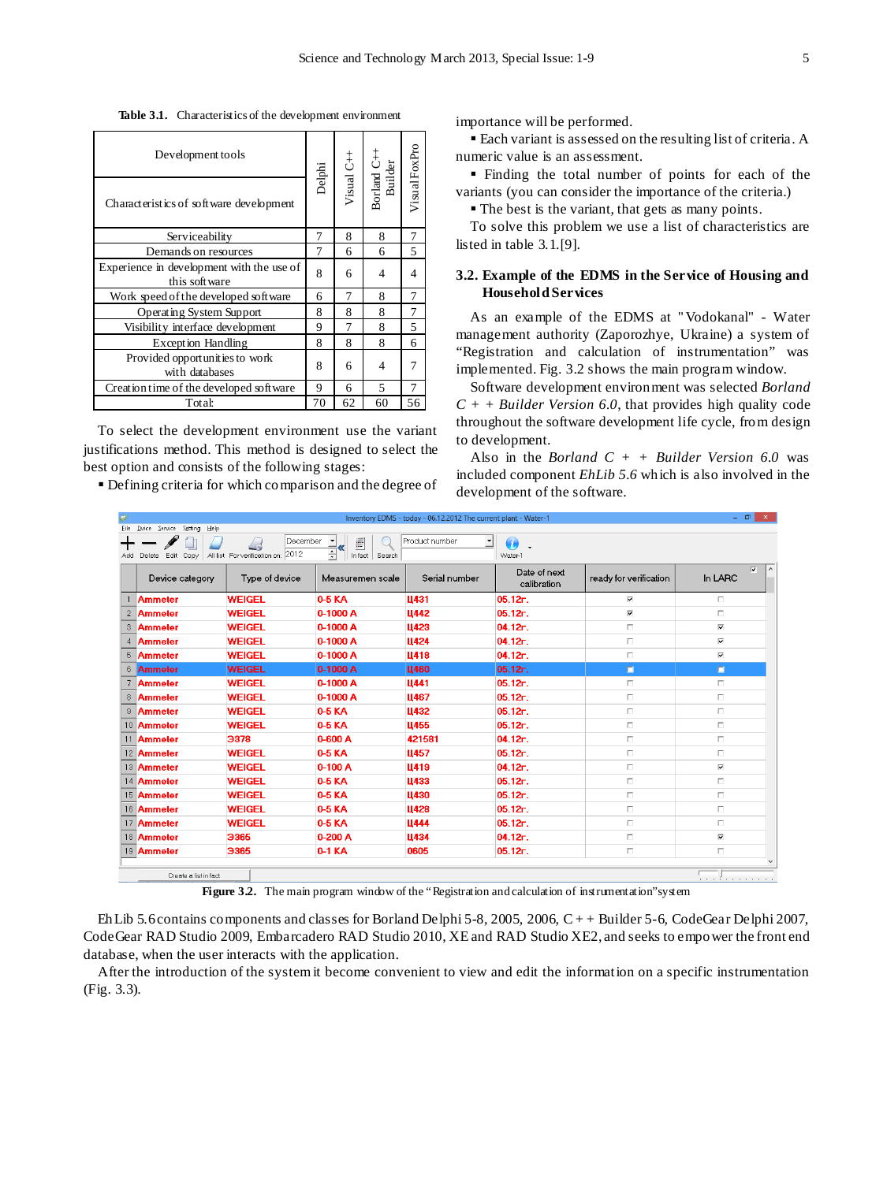**Table 3.1.** Characteristics of the development environment

| Development tools / Characteristics of software development | Delphi | Visual C++ | Borland C++ Builder | Visual FoxPro |
|---|---|---|---|---|
| Serviceability | 7 | 8 | 8 | 7 |
| Demands on resources | 7 | 6 | 6 | 5 |
| Experience in development with the use of this software | 8 | 6 | 4 | 4 |
| Work speed of the developed software | 6 | 7 | 8 | 7 |
| Operating System Support | 8 | 8 | 8 | 7 |
| Visibility interface development | 9 | 7 | 8 | 5 |
| Exception Handling | 8 | 8 | 8 | 6 |
| Provided opportunities to work with databases | 8 | 6 | 4 | 7 |
| Creation time of the developed software | 9 | 6 | 5 | 7 |
| Total: | 70 | 62 | 60 | 56 |

To select the development environment use the variant justifications method. This method is designed to select the best option and consists of the following stages:

- Defining criteria for which comparison and the degree of importance will be performed.
- Each variant is assessed on the resulting list of criteria. A numeric value is an assessment.
- Finding the total number of points for each of the variants (you can consider the importance of the criteria.)
- The best is the variant, that gets as many points.

To solve this problem we use a list of characteristics are listed in table 3.1.[9].

## 3.2. Example of the EDMS in the Service of Housing and Household Services

As an example of the EDMS at "Vodokanal" - Water management authority (Zaporozhye, Ukraine) a system of "Registration and calculation of instrumentation" was implemented. Fig. 3.2 shows the main program window.

Software development environment was selected *Borland C + + Builder Version 6.0*, that provides high quality code throughout the software development life cycle, from design to development.

Also in the *Borland C + + Builder Version 6.0* was included component *EhLib 5.6* which is also involved in the development of the software.

**Figure 3.2.** The main program window of the "Registration and calculation of instrumentation" system

EhLib 5.6 contains components and classes for Borland Delphi 5-8, 2005, 2006, C++ Builder 5-6, CodeGear Delphi 2007, CodeGear RAD Studio 2009, Embarcadero RAD Studio 2010, XE and RAD Studio XE2, and seeks to empower the front end database, when the user interacts with the application.

After the introduction of the system it become convenient to view and edit the information on a specific instrumentation (Fig. 3.3).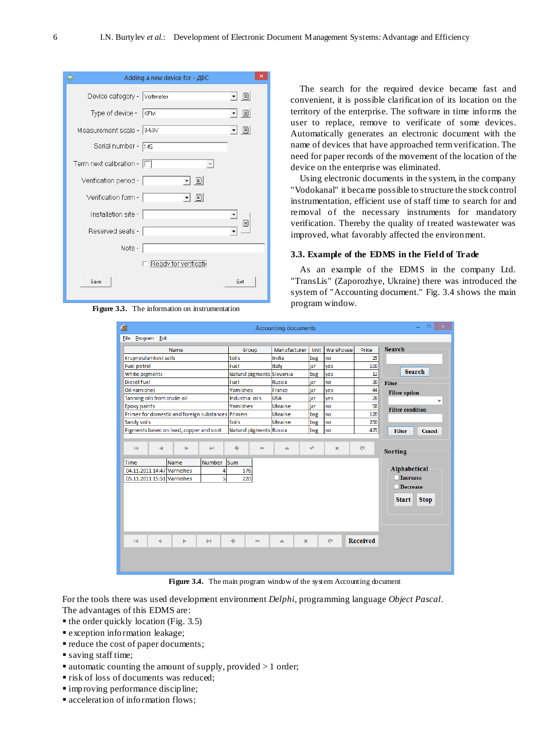**Figure 3.3.** The information on instrumentation

The search for the required device became fast and convenient, it is possible clarification of its location on the territory of the enterprise. The software in time informs the user to replace, remove to verificate of some devices. Automatically generates an electronic document with the name of devices that have approached term verification. The need for paper records of the movement of the location of the device on the enterprise was eliminated.

Using electronic documents in the system, in the company "Vodokanal" it became possible to structure the stock control instrumentation, efficient use of staff time to search for and removal of the necessary instruments for mandatory verification. Thereby the quality of treated wastewater was improved, what favorably affected the environment.

### 3.3. Example of the EDMS in the Field of Trade

As an example of the EDMS in the company Ltd. "TransLis" (Zaporozhye, Ukraine) there was introduced the system of "Accounting document." Fig. 3.4 shows the main program window.

**Figure 3.4.** The main program window of the system Accounting document

For the tools there was used development environment *Delphi*, programming language *Object Pascal*.
The advantages of this EDMS are:

- the order quickly location (Fig. 3.5)
- exception information leakage;
- reduce the cost of paper documents;
- saving staff time;
- automatic counting the amount of supply, provided > 1 order;
- risk of loss of documents was reduced;
- improving performance discipline;
- acceleration of information flows;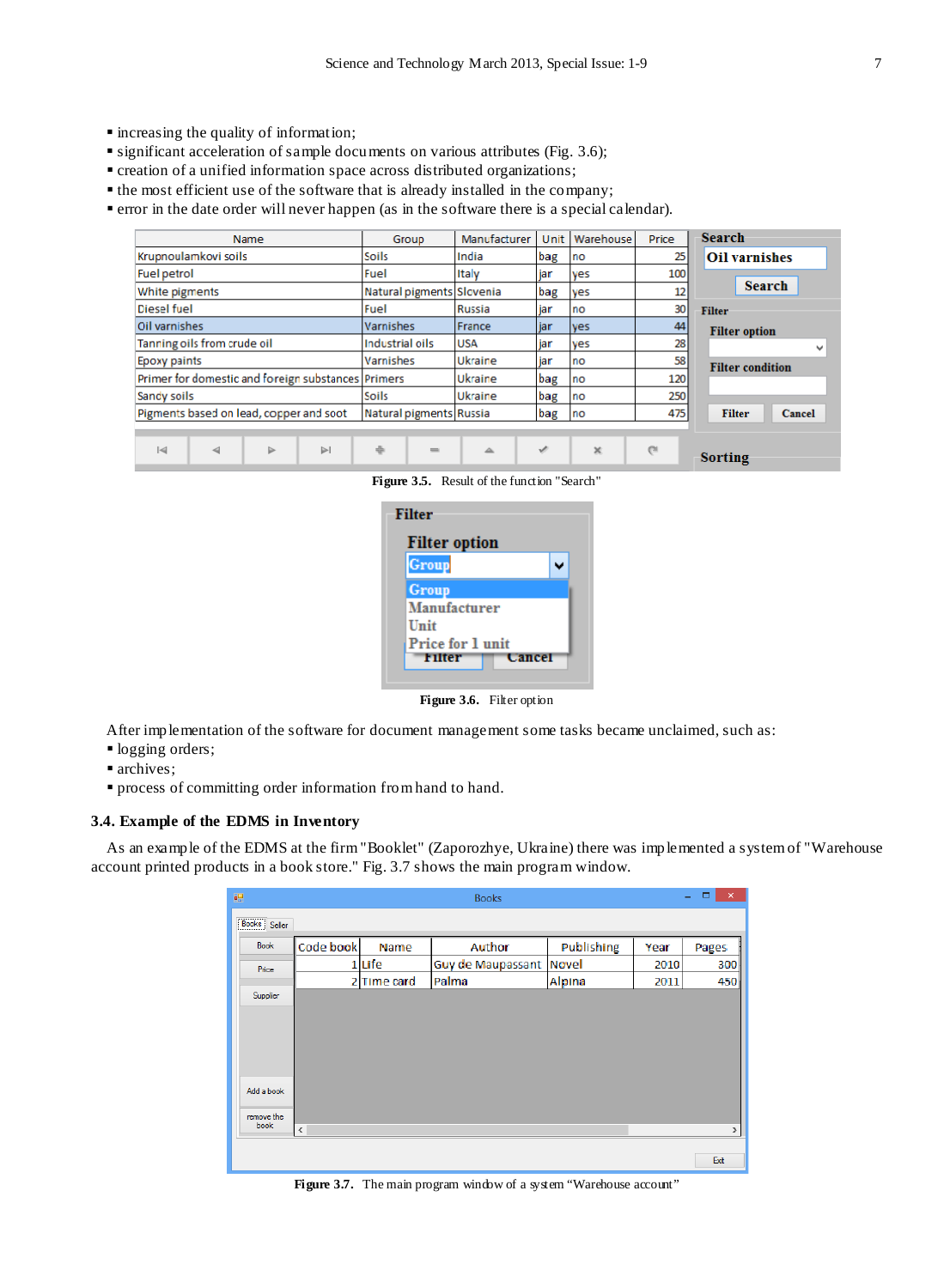- increasing the quality of information;
- significant acceleration of sample documents on various attributes (Fig. 3.6);
- creation of a unified information space across distributed organizations;
- the most efficient use of the software that is already installed in the company;
- error in the date order will never happen (as in the software there is a special calendar).

**Figure 3.5.** Result of the function "Search"

**Figure 3.6.** Filter option

After implementation of the software for document management some tasks became unclaimed, such as:

- logging orders;
- archives;
- process of committing order information from hand to hand.

### 3.4. Example of the EDMS in Inventory

As an example of the EDMS at the firm "Booklet" (Zaporozhye, Ukraine) there was implemented a system of "Warehouse account printed products in a book store." Fig. 3.7 shows the main program window.

**Figure 3.7.** The main program window of a system "Warehouse account"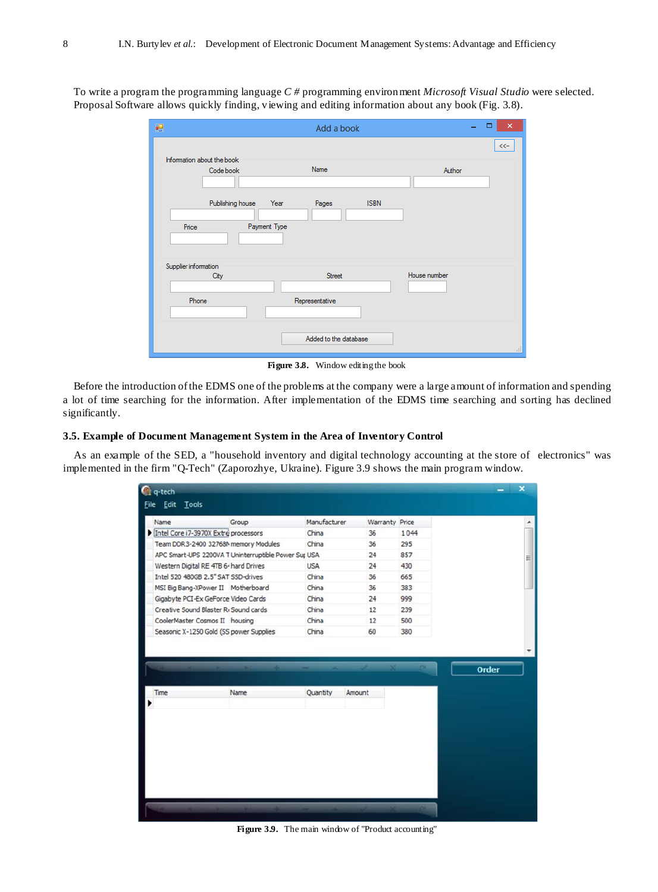To write a program the programming language *C #* programming environment *Microsoft Visual Studio* were selected. Proposal Software allows quickly finding, viewing and editing information about any book (Fig. 3.8).

**Figure 3.8.** Window editing the book

Before the introduction of the EDMS one of the problems at the company were a large amount of information and spending a lot of time searching for the information. After implementation of the EDMS time searching and sorting has declined significantly.

### 3.5. Example of Document Management System in the Area of Inventory Control

As an example of the SED, a "household inventory and digital technology accounting at the store of electronics" was implemented in the firm "Q-Tech" (Zaporozhye, Ukraine). Figure 3.9 shows the main program window.

**Figure 3.9.** The main window of "Product accounting"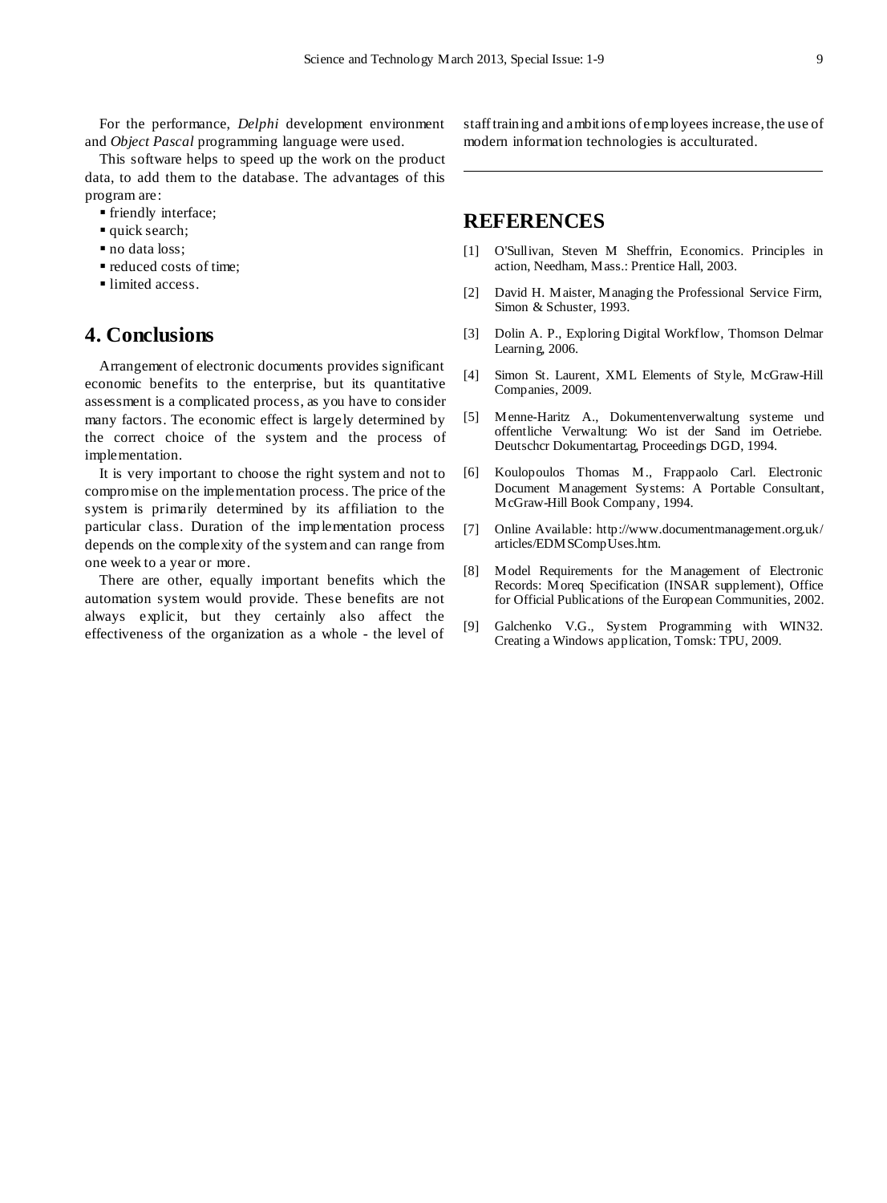For the performance, *Delphi* development environment and *Object Pascal* programming language were used.

This software helps to speed up the work on the product data, to add them to the database. The advantages of this program are:

- friendly interface;
- quick search;
- no data loss;
- reduced costs of time;
- limited access.

## 4. Conclusions

Arrangement of electronic documents provides significant economic benefits to the enterprise, but its quantitative assessment is a complicated process, as you have to consider many factors. The economic effect is largely determined by the correct choice of the system and the process of implementation.

It is very important to choose the right system and not to compromise on the implementation process. The price of the system is primarily determined by its affiliation to the particular class. Duration of the implementation process depends on the complexity of the system and can range from one week to a year or more.

There are other, equally important benefits which the automation system would provide. These benefits are not always explicit, but they certainly also affect the effectiveness of the organization as a whole - the level of staff training and ambitions of employees increase, the use of modern information technologies is acculturated.

## REFERENCES

[1] O'Sullivan, Steven M Sheffrin, Economics. Principles in action, Needham, Mass.: Prentice Hall, 2003.

[2] David H. Maister, Managing the Professional Service Firm, Simon & Schuster, 1993.

[3] Dolin A. P., Exploring Digital Workflow, Thomson Delmar Learning, 2006.

[4] Simon St. Laurent, XML Elements of Style, McGraw-Hill Companies, 2009.

[5] Menne-Haritz A., Dokumentenverwaltung systeme und offentliche Verwaltung: Wo ist der Sand im Oetriebe. Deutschcr Dokumentartag, Proceedings DGD, 1994.

[6] Koulopoulos Thomas M., Frappaolo Carl. Electronic Document Management Systems: A Portable Consultant, McGraw-Hill Book Company, 1994.

[7] Online Available: http://www.documentmanagement.org.uk/articles/EDMSCompUses.htm.

[8] Model Requirements for the Management of Electronic Records: Moreq Specification (INSAR supplement), Office for Official Publications of the European Communities, 2002.

[9] Galchenko V.G., System Programming with WIN32. Creating a Windows application, Tomsk: TPU, 2009.